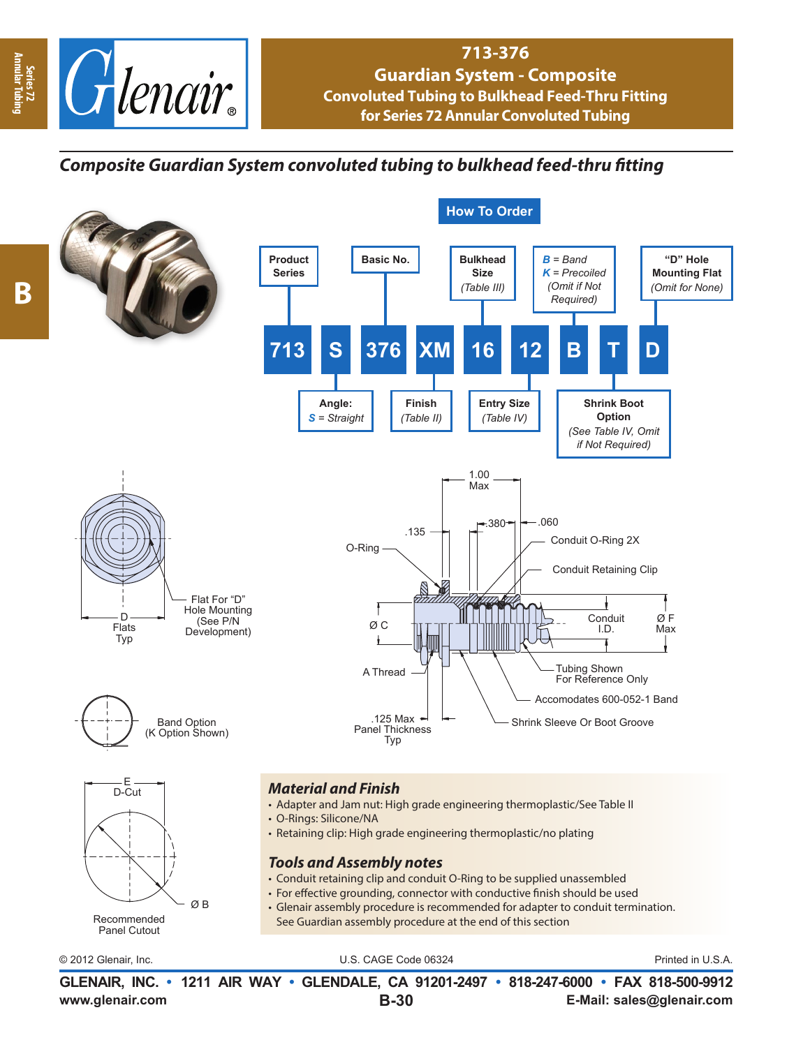# 713-376

## Guardian System - Composite

### Convoluted Tubing to Bulkhead Feed-Thru Fitting for Series 72 Annular Convoluted Tubing

## *Composite Guardian System convoluted tubing to bulkhead feed-thru fitting*

### How To Order

| 713 | S | 376 | XM | 16 | 12 | B | T | D |
|---|---|---|---|---|---|---|---|---|
| Product Series | Angle: *S* = Straight | Basic No. | Finish (Table II) | Bulkhead Size (Table III) | Entry Size (Table IV) | *B* = Band, *K* = Precoiled (Omit if Not Required) | Shrink Boot Option (See Table IV, Omit if Not Required) | "D" Hole Mounting Flat (Omit for None) |

Flat For "D" Hole Mounting (See P/N Development)

D Flats Typ

Band Option (K Option Shown)

E D-Cut

Ø B

Recommended Panel Cutout

1.00 Max

.135

.380

.060

O-Ring

Conduit O-Ring 2X

Conduit Retaining Clip

Ø C

Conduit I.D.

Ø F Max

A Thread

Tubing Shown For Reference Only

Accomodates 600-052-1 Band

.125 Max Panel Thickness Typ

Shrink Sleeve Or Boot Groove

### *Material and Finish*

- Adapter and Jam nut: High grade engineering thermoplastic/See Table II
- O-Rings: Silicone/NA
- Retaining clip: High grade engineering thermoplastic/no plating

### *Tools and Assembly notes*

- Conduit retaining clip and conduit O-Ring to be supplied unassembled
- For effective grounding, connector with conductive finish should be used
- Glenair assembly procedure is recommended for adapter to conduit termination. See Guardian assembly procedure at the end of this section

© 2012 Glenair, Inc. U.S. CAGE Code 06324 Printed in U.S.A.

GLENAIR, INC. • 1211 AIR WAY • GLENDALE, CA 91201-2497 • 818-247-6000 • FAX 818-500-9912
www.glenair.com B-30 E-Mail: sales@glenair.com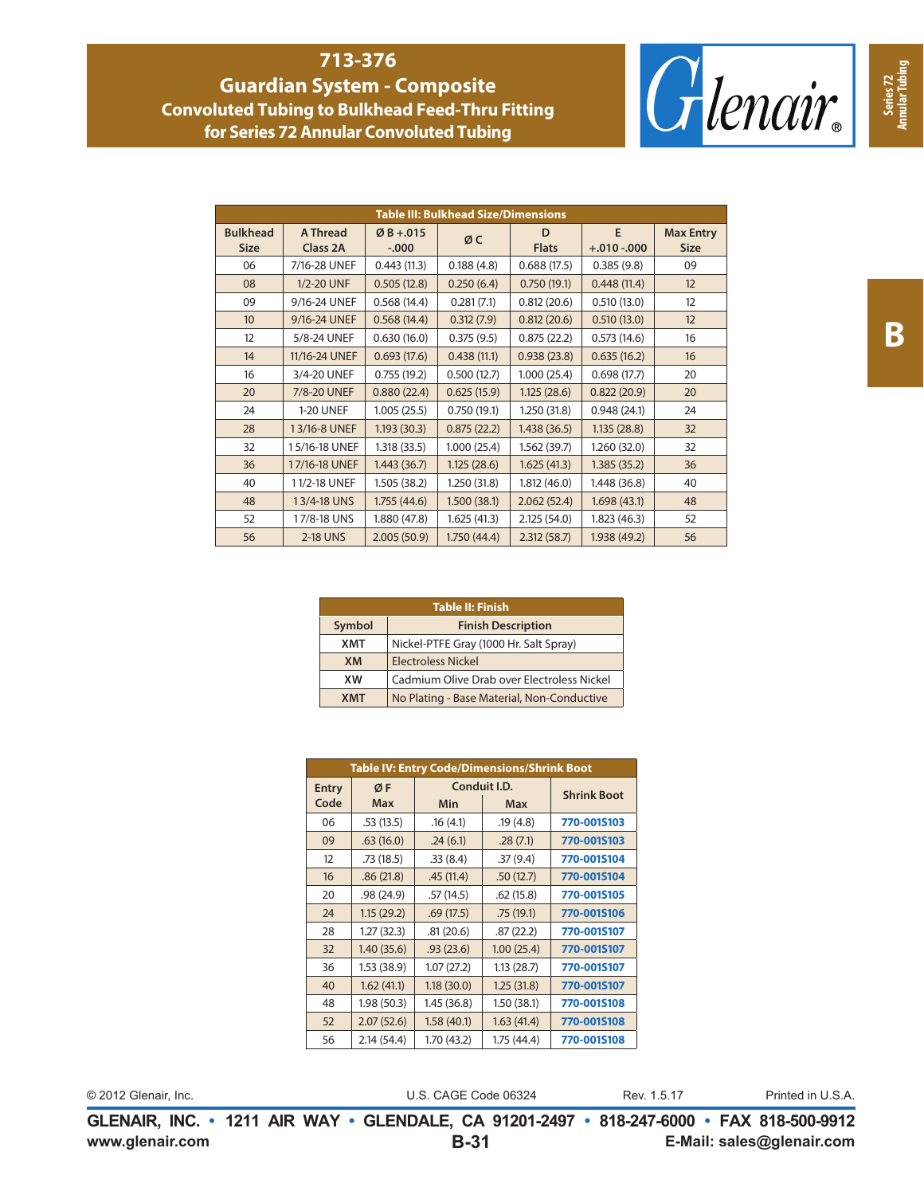# 713-376

## Guardian System - Composite

### Convoluted Tubing to Bulkhead Feed-Thru Fitting for Series 72 Annular Convoluted Tubing

| Table III: Bulkhead Size/Dimensions | | | | | | |
|---|---|---|---|---|---|---|
| Bulkhead Size | A Thread Class 2A | Ø B +.015 -.000 | Ø C | D Flats | E +.010 -.000 | Max Entry Size |
| 06 | 7/16-28 UNEF | 0.443 (11.3) | 0.188 (4.8) | 0.688 (17.5) | 0.385 (9.8) | 09 |
| 08 | 1/2-20 UNF | 0.505 (12.8) | 0.250 (6.4) | 0.750 (19.1) | 0.448 (11.4) | 12 |
| 09 | 9/16-24 UNEF | 0.568 (14.4) | 0.281 (7.1) | 0.812 (20.6) | 0.510 (13.0) | 12 |
| 10 | 9/16-24 UNEF | 0.568 (14.4) | 0.312 (7.9) | 0.812 (20.6) | 0.510 (13.0) | 12 |
| 12 | 5/8-24 UNEF | 0.630 (16.0) | 0.375 (9.5) | 0.875 (22.2) | 0.573 (14.6) | 16 |
| 14 | 11/16-24 UNEF | 0.693 (17.6) | 0.438 (11.1) | 0.938 (23.8) | 0.635 (16.2) | 16 |
| 16 | 3/4-20 UNEF | 0.755 (19.2) | 0.500 (12.7) | 1.000 (25.4) | 0.698 (17.7) | 20 |
| 20 | 7/8-20 UNEF | 0.880 (22.4) | 0.625 (15.9) | 1.125 (28.6) | 0.822 (20.9) | 20 |
| 24 | 1-20 UNEF | 1.005 (25.5) | 0.750 (19.1) | 1.250 (31.8) | 0.948 (24.1) | 24 |
| 28 | 1 3/16-8 UNEF | 1.193 (30.3) | 0.875 (22.2) | 1.438 (36.5) | 1.135 (28.8) | 32 |
| 32 | 1 5/16-18 UNEF | 1.318 (33.5) | 1.000 (25.4) | 1.562 (39.7) | 1.260 (32.0) | 32 |
| 36 | 1 7/16-18 UNEF | 1.443 (36.7) | 1.125 (28.6) | 1.625 (41.3) | 1.385 (35.2) | 36 |
| 40 | 1 1/2-18 UNEF | 1.505 (38.2) | 1.250 (31.8) | 1.812 (46.0) | 1.448 (36.8) | 40 |
| 48 | 1 3/4-18 UNS | 1.755 (44.6) | 1.500 (38.1) | 2.062 (52.4) | 1.698 (43.1) | 48 |
| 52 | 1 7/8-18 UNS | 1.880 (47.8) | 1.625 (41.3) | 2.125 (54.0) | 1.823 (46.3) | 52 |
| 56 | 2-18 UNS | 2.005 (50.9) | 1.750 (44.4) | 2.312 (58.7) | 1.938 (49.2) | 56 |

| Table II: Finish | |
|---|---|
| Symbol | Finish Description |
| XMT | Nickel-PTFE Gray (1000 Hr. Salt Spray) |
| XM | Electroless Nickel |
| XW | Cadmium Olive Drab over Electroless Nickel |
| XMT | No Plating - Base Material, Non-Conductive |

| Table IV: Entry Code/Dimensions/Shrink Boot | | | | |
|---|---|---|---|---|
| Entry Code | Ø F Max | Conduit I.D. | | Shrink Boot |
| | | Min | Max | |
| 06 | .53 (13.5) | .16 (4.1) | .19 (4.8) | 770-001S103 |
| 09 | .63 (16.0) | .24 (6.1) | .28 (7.1) | 770-001S103 |
| 12 | .73 (18.5) | .33 (8.4) | .37 (9.4) | 770-001S104 |
| 16 | .86 (21.8) | .45 (11.4) | .50 (12.7) | 770-001S104 |
| 20 | .98 (24.9) | .57 (14.5) | .62 (15.8) | 770-001S105 |
| 24 | 1.15 (29.2) | .69 (17.5) | .75 (19.1) | 770-001S106 |
| 28 | 1.27 (32.3) | .81 (20.6) | .87 (22.2) | 770-001S107 |
| 32 | 1.40 (35.6) | .93 (23.6) | 1.00 (25.4) | 770-001S107 |
| 36 | 1.53 (38.9) | 1.07 (27.2) | 1.13 (28.7) | 770-001S107 |
| 40 | 1.62 (41.1) | 1.18 (30.0) | 1.25 (31.8) | 770-001S107 |
| 48 | 1.98 (50.3) | 1.45 (36.8) | 1.50 (38.1) | 770-001S108 |
| 52 | 2.07 (52.6) | 1.58 (40.1) | 1.63 (41.4) | 770-001S108 |
| 56 | 2.14 (54.4) | 1.70 (43.2) | 1.75 (44.4) | 770-001S108 |